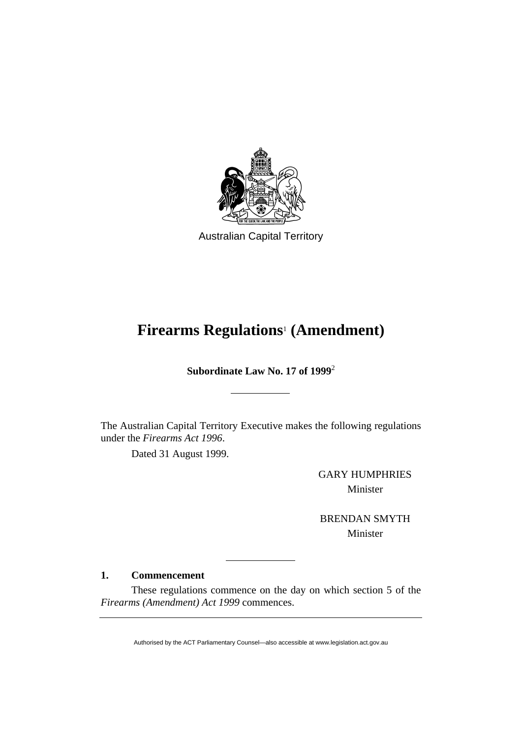Australian Capital Territory

# Firearms Regulations[1] (Amendment)

**Subordinate Law No. 17 of 1999**[2]

The Australian Capital Territory Executive makes the following regulations under the *Firearms Act 1996*.

Dated 31 August 1999.

GARY HUMPHRIES
Minister

BRENDAN SMYTH
Minister

### 1. Commencement

These regulations commence on the day on which section 5 of the *Firearms (Amendment) Act 1999* commences.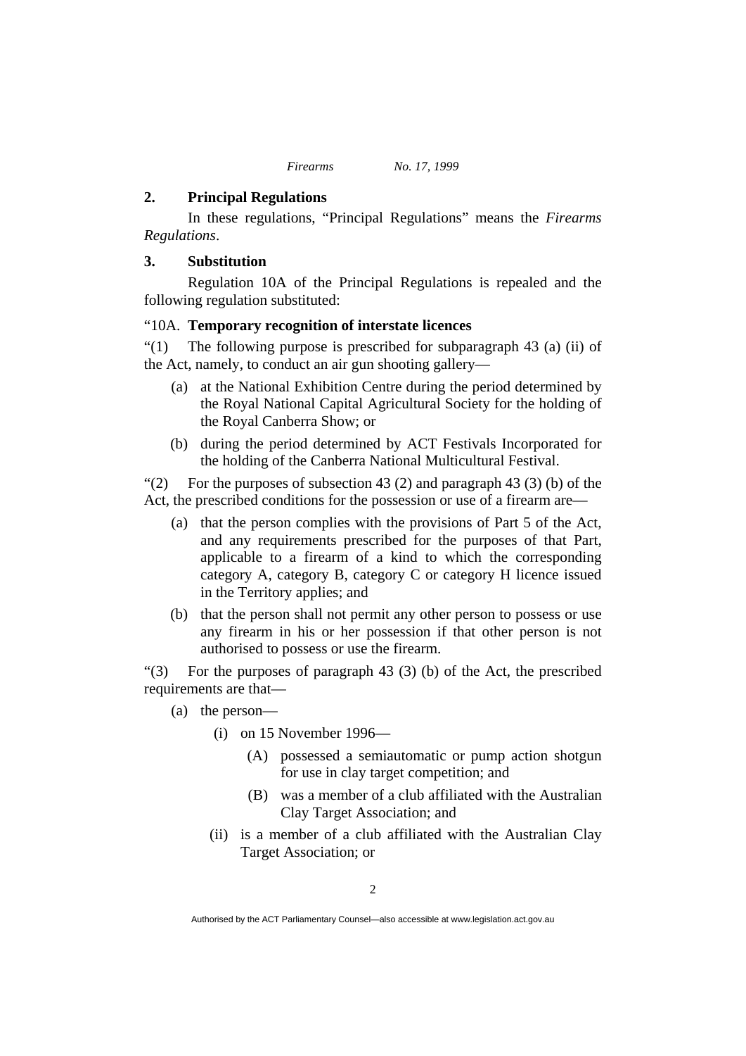## 2. Principal Regulations

In these regulations, "Principal Regulations" means the *Firearms Regulations*.

## 3. Substitution

Regulation 10A of the Principal Regulations is repealed and the following regulation substituted:

"10A. **Temporary recognition of interstate licences**

"(1) The following purpose is prescribed for subparagraph 43 (a) (ii) of the Act, namely, to conduct an air gun shooting gallery—

- (a) at the National Exhibition Centre during the period determined by the Royal National Capital Agricultural Society for the holding of the Royal Canberra Show; or
- (b) during the period determined by ACT Festivals Incorporated for the holding of the Canberra National Multicultural Festival.

"(2) For the purposes of subsection 43 (2) and paragraph 43 (3) (b) of the Act, the prescribed conditions for the possession or use of a firearm are—

- (a) that the person complies with the provisions of Part 5 of the Act, and any requirements prescribed for the purposes of that Part, applicable to a firearm of a kind to which the corresponding category A, category B, category C or category H licence issued in the Territory applies; and
- (b) that the person shall not permit any other person to possess or use any firearm in his or her possession if that other person is not authorised to possess or use the firearm.

"(3) For the purposes of paragraph 43 (3) (b) of the Act, the prescribed requirements are that—

- (a) the person—
  - (i) on 15 November 1996—
    - (A) possessed a semiautomatic or pump action shotgun for use in clay target competition; and
    - (B) was a member of a club affiliated with the Australian Clay Target Association; and
  - (ii) is a member of a club affiliated with the Australian Clay Target Association; or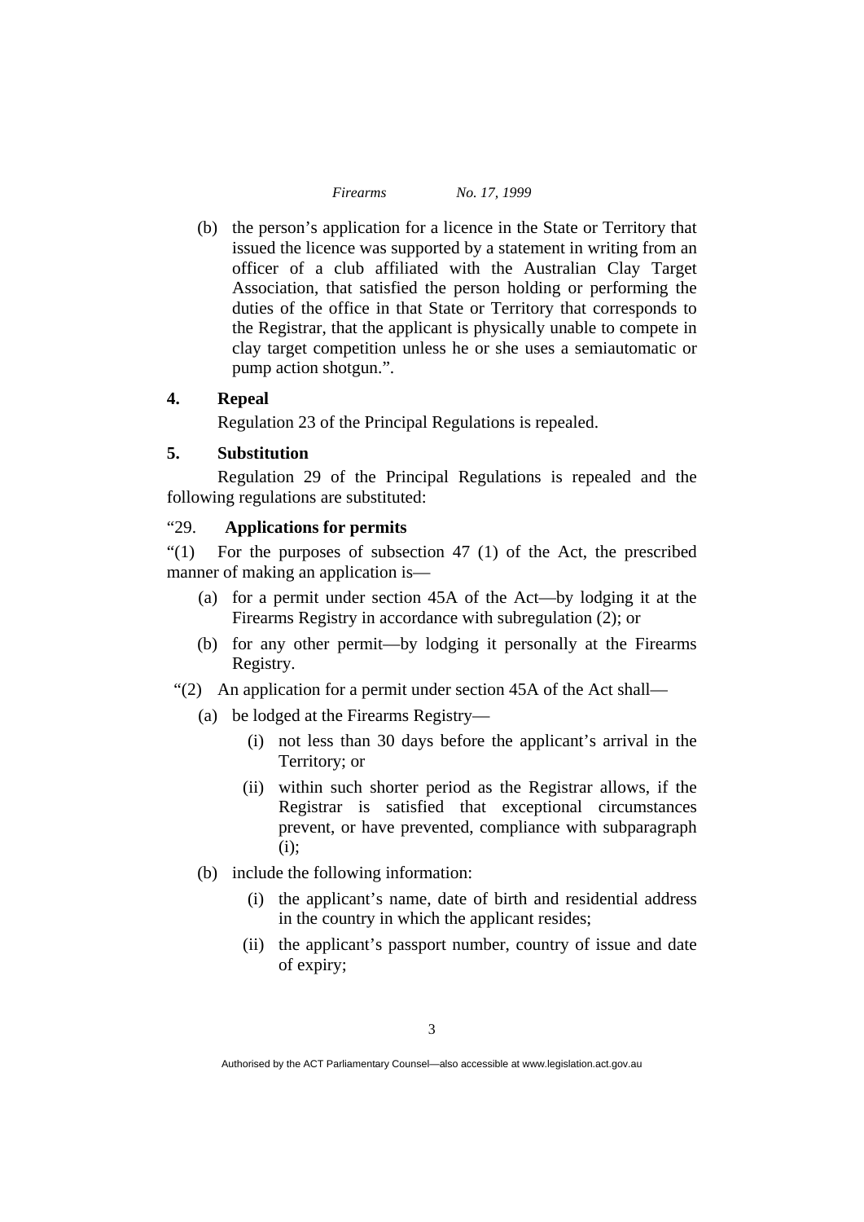(b) the person's application for a licence in the State or Territory that issued the licence was supported by a statement in writing from an officer of a club affiliated with the Australian Clay Target Association, that satisfied the person holding or performing the duties of the office in that State or Territory that corresponds to the Registrar, that the applicant is physically unable to compete in clay target competition unless he or she uses a semiautomatic or pump action shotgun.".

**4. Repeal**

Regulation 23 of the Principal Regulations is repealed.

**5. Substitution**

Regulation 29 of the Principal Regulations is repealed and the following regulations are substituted:

"29. **Applications for permits**

"(1) For the purposes of subsection 47 (1) of the Act, the prescribed manner of making an application is—

- (a) for a permit under section 45A of the Act—by lodging it at the Firearms Registry in accordance with subregulation (2); or
- (b) for any other permit—by lodging it personally at the Firearms Registry.

"(2) An application for a permit under section 45A of the Act shall—

- (a) be lodged at the Firearms Registry—
  - (i) not less than 30 days before the applicant's arrival in the Territory; or
  - (ii) within such shorter period as the Registrar allows, if the Registrar is satisfied that exceptional circumstances prevent, or have prevented, compliance with subparagraph (i);
- (b) include the following information:
  - (i) the applicant's name, date of birth and residential address in the country in which the applicant resides;
  - (ii) the applicant's passport number, country of issue and date of expiry;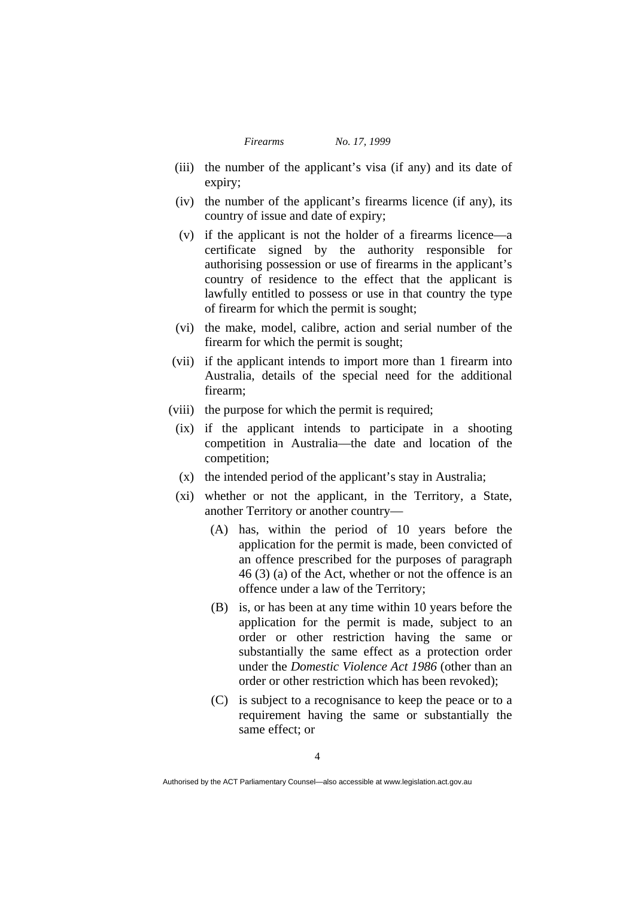- (iii) the number of the applicant's visa (if any) and its date of expiry;
- (iv) the number of the applicant's firearms licence (if any), its country of issue and date of expiry;
- (v) if the applicant is not the holder of a firearms licence—a certificate signed by the authority responsible for authorising possession or use of firearms in the applicant's country of residence to the effect that the applicant is lawfully entitled to possess or use in that country the type of firearm for which the permit is sought;
- (vi) the make, model, calibre, action and serial number of the firearm for which the permit is sought;
- (vii) if the applicant intends to import more than 1 firearm into Australia, details of the special need for the additional firearm;
- (viii) the purpose for which the permit is required;
- (ix) if the applicant intends to participate in a shooting competition in Australia—the date and location of the competition;
- (x) the intended period of the applicant's stay in Australia;
- (xi) whether or not the applicant, in the Territory, a State, another Territory or another country—
  - (A) has, within the period of 10 years before the application for the permit is made, been convicted of an offence prescribed for the purposes of paragraph 46 (3) (a) of the Act, whether or not the offence is an offence under a law of the Territory;
  - (B) is, or has been at any time within 10 years before the application for the permit is made, subject to an order or other restriction having the same or substantially the same effect as a protection order under the *Domestic Violence Act 1986* (other than an order or other restriction which has been revoked);
  - (C) is subject to a recognisance to keep the peace or to a requirement having the same or substantially the same effect; or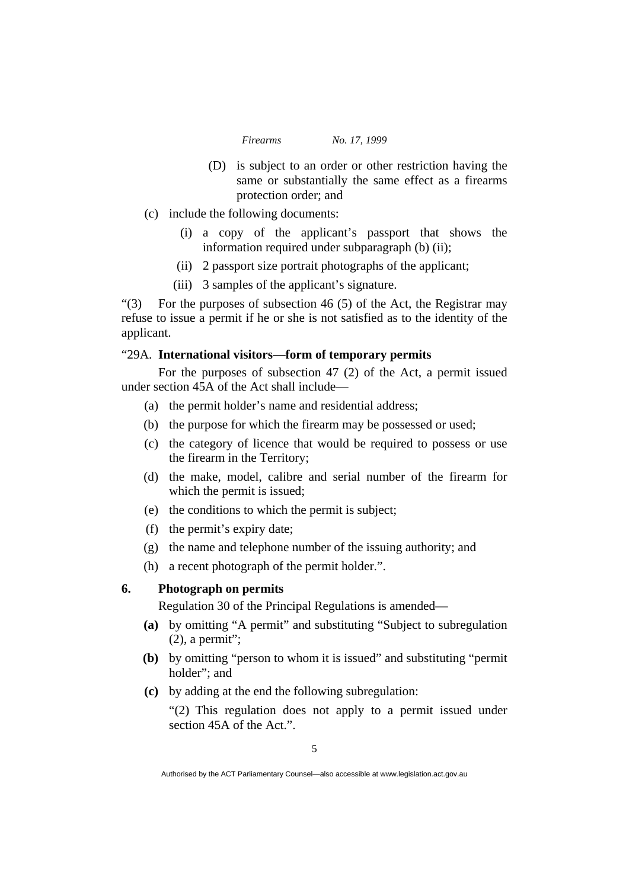(D) is subject to an order or other restriction having the same or substantially the same effect as a firearms protection order; and

(c) include the following documents:

(i) a copy of the applicant's passport that shows the information required under subparagraph (b) (ii);

(ii) 2 passport size portrait photographs of the applicant;

(iii) 3 samples of the applicant's signature.

"(3) For the purposes of subsection 46 (5) of the Act, the Registrar may refuse to issue a permit if he or she is not satisfied as to the identity of the applicant.

"29A. **International visitors—form of temporary permits**

For the purposes of subsection 47 (2) of the Act, a permit issued under section 45A of the Act shall include—

(a) the permit holder's name and residential address;

(b) the purpose for which the firearm may be possessed or used;

(c) the category of licence that would be required to possess or use the firearm in the Territory;

(d) the make, model, calibre and serial number of the firearm for which the permit is issued;

(e) the conditions to which the permit is subject;

(f) the permit's expiry date;

(g) the name and telephone number of the issuing authority; and

(h) a recent photograph of the permit holder.".

### 6. Photograph on permits

Regulation 30 of the Principal Regulations is amended—

**(a)** by omitting "A permit" and substituting "Subject to subregulation (2), a permit";

**(b)** by omitting "person to whom it is issued" and substituting "permit holder"; and

**(c)** by adding at the end the following subregulation:

"(2) This regulation does not apply to a permit issued under section 45A of the Act.".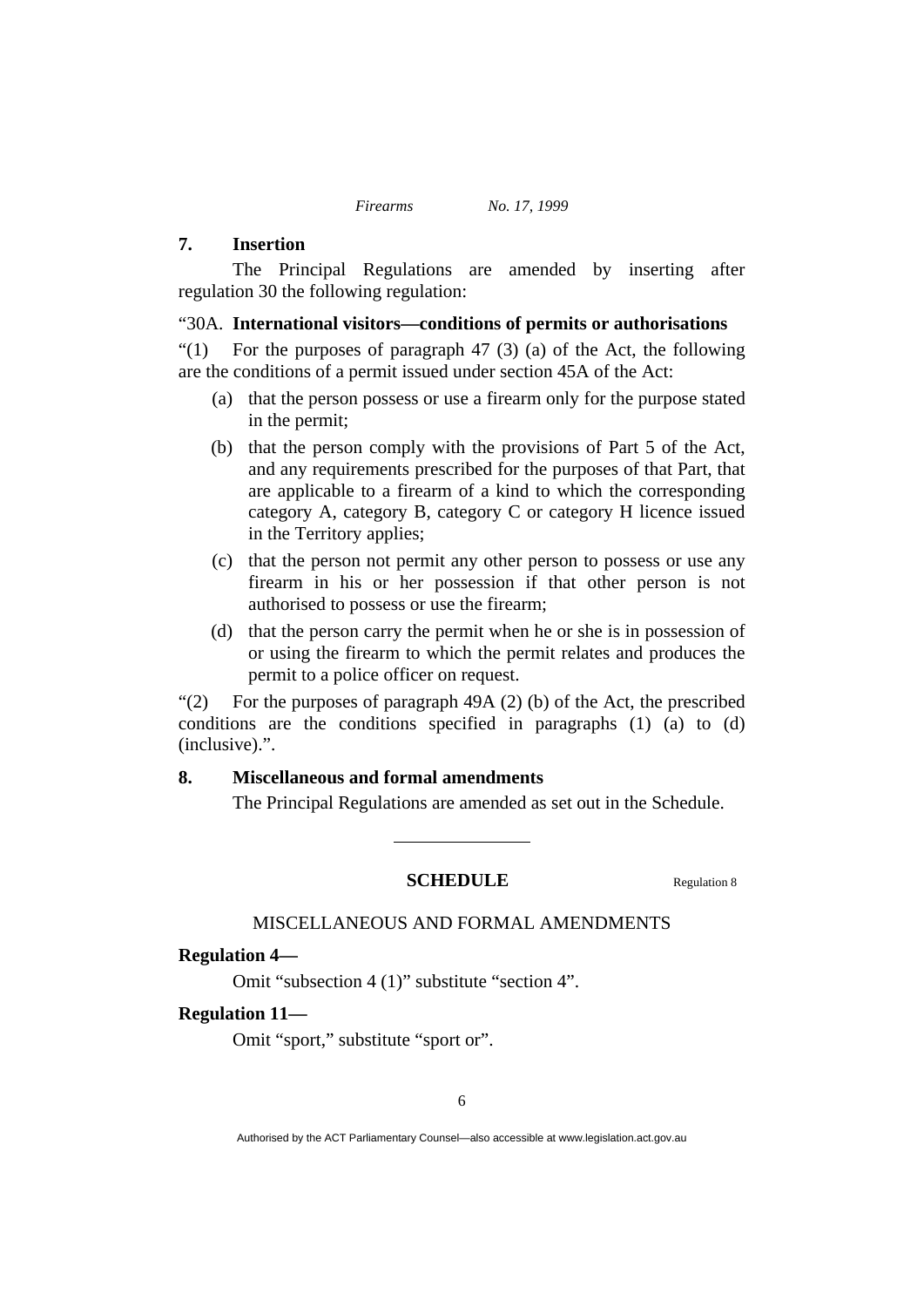## 7. Insertion

The Principal Regulations are amended by inserting after regulation 30 the following regulation:

"30A. **International visitors—conditions of permits or authorisations**

"(1) For the purposes of paragraph 47 (3) (a) of the Act, the following are the conditions of a permit issued under section 45A of the Act:

(a) that the person possess or use a firearm only for the purpose stated in the permit;

(b) that the person comply with the provisions of Part 5 of the Act, and any requirements prescribed for the purposes of that Part, that are applicable to a firearm of a kind to which the corresponding category A, category B, category C or category H licence issued in the Territory applies;

(c) that the person not permit any other person to possess or use any firearm in his or her possession if that other person is not authorised to possess or use the firearm;

(d) that the person carry the permit when he or she is in possession of or using the firearm to which the permit relates and produces the permit to a police officer on request.

"(2) For the purposes of paragraph 49A (2) (b) of the Act, the prescribed conditions are the conditions specified in paragraphs (1) (a) to (d) (inclusive).".

## 8. Miscellaneous and formal amendments

The Principal Regulations are amended as set out in the Schedule.

---

## SCHEDULE

Regulation 8

MISCELLANEOUS AND FORMAL AMENDMENTS

**Regulation 4—**

Omit "subsection 4 (1)" substitute "section 4".

**Regulation 11—**

Omit "sport," substitute "sport or".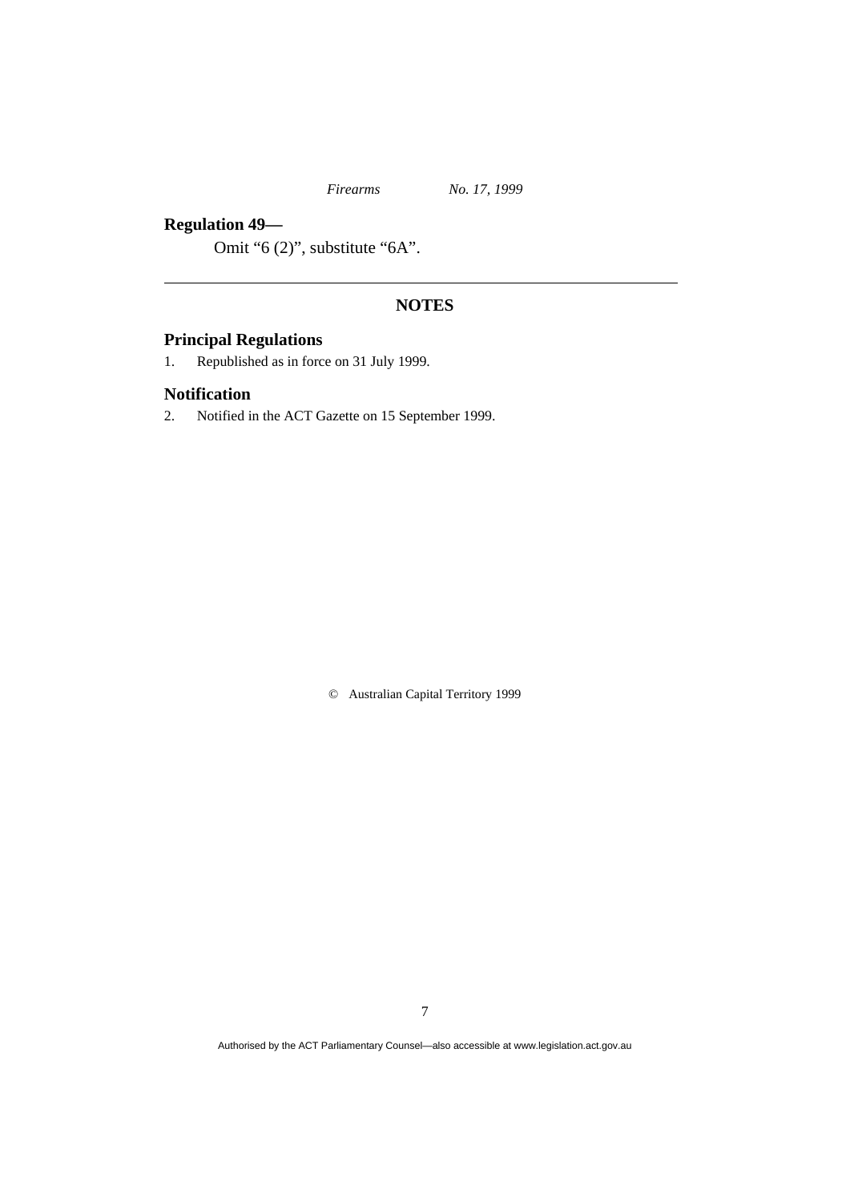**Regulation 49—**

Omit "6 (2)", substitute "6A".

---

## NOTES

### Principal Regulations

1. Republished as in force on 31 July 1999.

### Notification

2. Notified in the ACT Gazette on 15 September 1999.

© Australian Capital Territory 1999